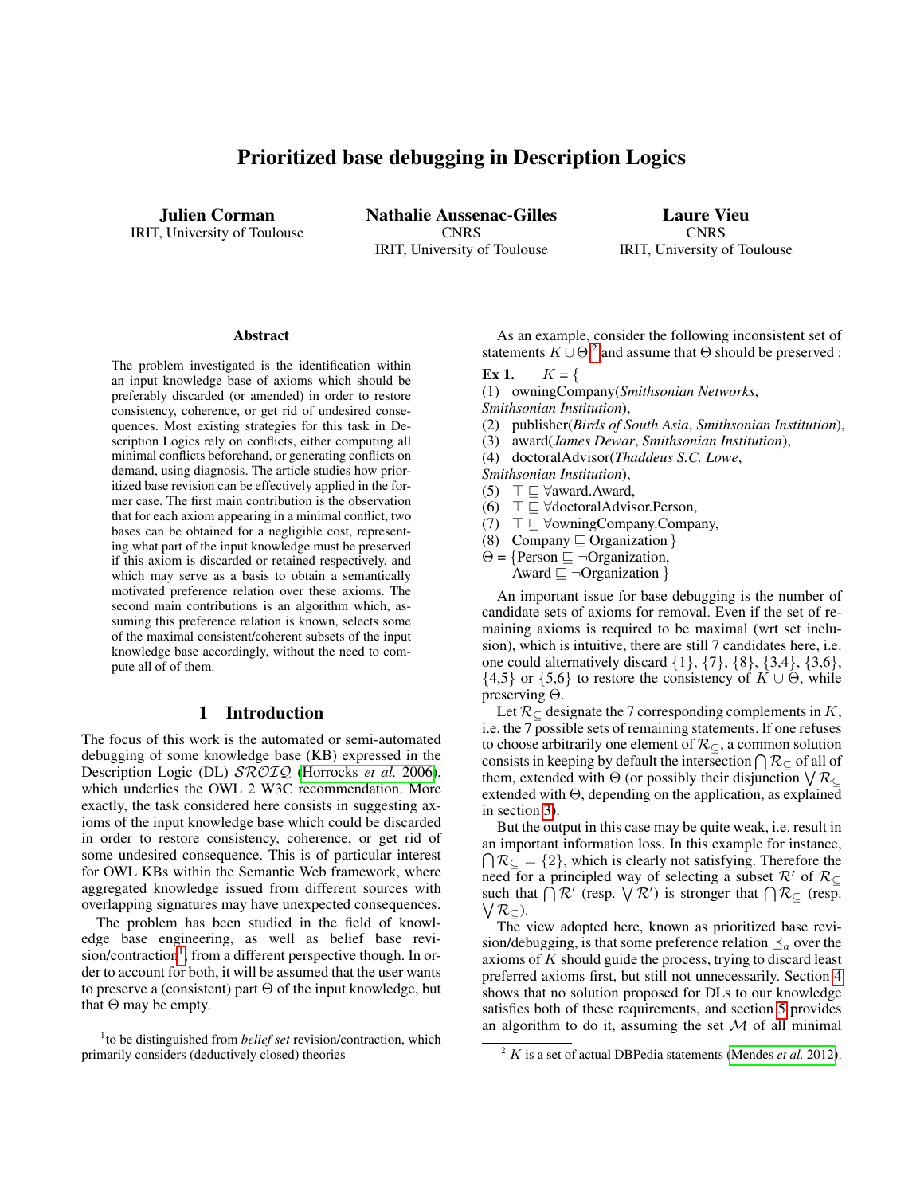# Prioritized base debugging in Description Logics

**Julien Corman**
IRIT, University of Toulouse

**Nathalie Aussenac-Gilles**
CNRS
IRIT, University of Toulouse

**Laure Vieu**
CNRS
IRIT, University of Toulouse

### Abstract

The problem investigated is the identification within an input knowledge base of axioms which should be preferably discarded (or amended) in order to restore consistency, coherence, or get rid of undesired consequences. Most existing strategies for this task in Description Logics rely on conflicts, either computing all minimal conflicts beforehand, or generating conflicts on demand, using diagnosis. The article studies how prioritized base revision can be effectively applied in the former case. The first main contribution is the observation that for each axiom appearing in a minimal conflict, two bases can be obtained for a negligible cost, representing what part of the input knowledge must be preserved if this axiom is discarded or retained respectively, and which may serve as a basis to obtain a semantically motivated preference relation over these axioms. The second main contributions is an algorithm which, assuming this preference relation is known, selects some of the maximal consistent/coherent subsets of the input knowledge base accordingly, without the need to compute all of of them.

## 1 Introduction

The focus of this work is the automated or semi-automated debugging of some knowledge base (KB) expressed in the Description Logic (DL) $\mathcal{SROIQ}$ (Horrocks *et al.* 2006), which underlies the OWL 2 W3C recommendation. More exactly, the task considered here consists in suggesting axioms of the input knowledge base which could be discarded in order to restore consistency, coherence, or get rid of some undesired consequence. This is of particular interest for OWL KBs within the Semantic Web framework, where aggregated knowledge issued from different sources with overlapping signatures may have unexpected consequences.

The problem has been studied in the field of knowledge base engineering, as well as belief base revision/contraction[1], from a different perspective though. In order to account for both, it will be assumed that the user wants to preserve a (consistent) part $\Theta$ of the input knowledge, but that $\Theta$ may be empty.

As an example, consider the following inconsistent set of statements $K \cup \Theta$,[2] and assume that $\Theta$ should be preserved :

**Ex 1.** $K$ = {
(1) owningCompany(*Smithsonian Networks*, *Smithsonian Institution*),
(2) publisher(*Birds of South Asia*, *Smithsonian Institution*),
(3) award(*James Dewar*, *Smithsonian Institution*),
(4) doctoralAdvisor(*Thaddeus S.C. Lowe*, *Smithsonian Institution*),
(5) $\top \sqsubseteq \forall$award.Award,
(6) $\top \sqsubseteq \forall$doctoralAdvisor.Person,
(7) $\top \sqsubseteq \forall$owningCompany.Company,
(8) Company $\sqsubseteq$ Organization }
$\Theta$ = {Person $\sqsubseteq \neg$Organization,
Award $\sqsubseteq \neg$Organization }

An important issue for base debugging is the number of candidate sets of axioms for removal. Even if the set of remaining axioms is required to be maximal (wrt set inclusion), which is intuitive, there are still 7 candidates here, i.e. one could alternatively discard {1}, {7}, {8}, {3,4}, {3,6}, {4,5} or {5,6} to restore the consistency of $K \cup \Theta$, while preserving $\Theta$.

Let $\mathcal{R}_{\subseteq}$ designate the 7 corresponding complements in $K$, i.e. the 7 possible sets of remaining statements. If one refuses to choose arbitrarily one element of $\mathcal{R}_{\subseteq}$, a common solution consists in keeping by default the intersection $\bigcap \mathcal{R}_{\subseteq}$ of all of them, extended with $\Theta$ (or possibly their disjunction $\bigvee \mathcal{R}_{\subseteq}$ extended with $\Theta$, depending on the application, as explained in section 3).

But the output in this case may be quite weak, i.e. result in an important information loss. In this example for instance, $\bigcap \mathcal{R}_{\subseteq} = \{2\}$, which is clearly not satisfying. Therefore the need for a principled way of selecting a subset $\mathcal{R}'$ of $\mathcal{R}_{\subseteq}$ such that $\bigcap \mathcal{R}'$ (resp. $\bigvee \mathcal{R}'$) is stronger that $\bigcap \mathcal{R}_{\subseteq}$ (resp. $\bigvee \mathcal{R}_{\subseteq}$).

The view adopted here, known as prioritized base revision/debugging, is that some preference relation $\preceq_a$ over the axioms of $K$ should guide the process, trying to discard least preferred axioms first, but still not unnecessarily. Section 4 shows that no solution proposed for DLs to our knowledge satisfies both of these requirements, and section 5 provides an algorithm to do it, assuming the set $\mathcal{M}$ of all minimal

---

[1] to be distinguished from *belief set* revision/contraction, which primarily considers (deductively closed) theories

[2] $K$ is a set of actual DBPedia statements (Mendes *et al.* 2012).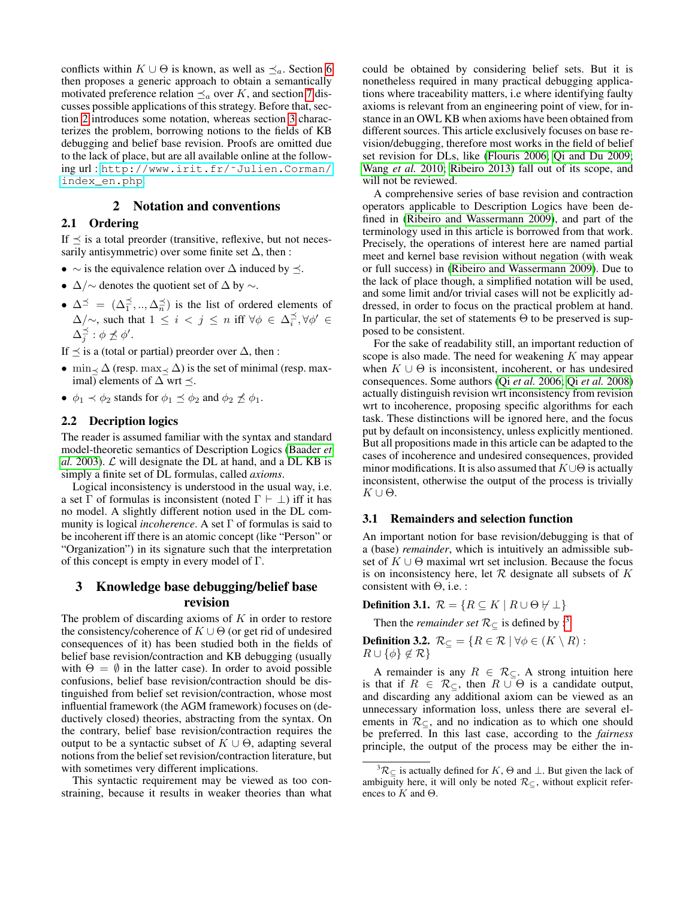conflicts within $K \cup \Theta$ is known, as well as $\preceq_a$. Section 6 then proposes a generic approach to obtain a semantically motivated preference relation $\preceq_a$ over $K$, and section 7 discusses possible applications of this strategy. Before that, section 2 introduces some notation, whereas section 3 characterizes the problem, borrowing notions to the fields of KB debugging and belief base revision. Proofs are omitted due to the lack of place, but are all available online at the following url : http://www.irit.fr/~Julien.Corman/index_en.php

## 2 Notation and conventions

### 2.1 Ordering

If $\preceq$ is a total preorder (transitive, reflexive, but not necessarily antisymmetric) over some finite set $\Delta$, then :

- $\sim$ is the equivalence relation over $\Delta$ induced by $\preceq$.
- $\Delta/\sim$ denotes the quotient set of $\Delta$ by $\sim$.
- $\Delta^{\preceq} = (\Delta_1^{\preceq}, .., \Delta_n^{\preceq})$ is the list of ordered elements of $\Delta/\sim$, such that $1 \leq i < j \leq n$ iff $\forall \phi \in \Delta_i^{\preceq}, \forall \phi' \in \Delta_j^{\preceq} : \phi \not\succeq \phi'$.

If $\preceq$ is a (total or partial) preorder over $\Delta$, then :

- $\min_{\preceq} \Delta$ (resp. $\max_{\preceq} \Delta$) is the set of minimal (resp. maximal) elements of $\Delta$ wrt $\preceq$.
- $\phi_1 \prec \phi_2$ stands for $\phi_1 \preceq \phi_2$ and $\phi_2 \not\preceq \phi_1$.

### 2.2 Decription logics

The reader is assumed familiar with the syntax and standard model-theoretic semantics of Description Logics (Baader *et al.* 2003). $\mathcal{L}$ will designate the DL at hand, and a DL KB is simply a finite set of DL formulas, called *axioms*.

Logical inconsistency is understood in the usual way, i.e. a set $\Gamma$ of formulas is inconsistent (noted $\Gamma \vdash \bot$) iff it has no model. A slightly different notion used in the DL community is logical *incoherence*. A set $\Gamma$ of formulas is said to be incoherent iff there is an atomic concept (like "Person" or "Organization") in its signature such that the interpretation of this concept is empty in every model of $\Gamma$.

## 3 Knowledge base debugging/belief base revision

The problem of discarding axioms of $K$ in order to restore the consistency/coherence of $K \cup \Theta$ (or get rid of undesired consequences of it) has been studied both in the fields of belief base revision/contraction and KB debugging (usually with $\Theta = \emptyset$ in the latter case). In order to avoid possible confusions, belief base revision/contraction should be distinguished from belief set revision/contraction, whose most influential framework (the AGM framework) focuses on (deductively closed) theories, abstracting from the syntax. On the contrary, belief base revision/contraction requires the output to be a syntactic subset of $K \cup \Theta$, adapting several notions from the belief set revision/contraction literature, but with sometimes very different implications.

This syntactic requirement may be viewed as too constraining, because it results in weaker theories than what could be obtained by considering belief sets. But it is nonetheless required in many practical debugging applications where traceability matters, i.e where identifying faulty axioms is relevant from an engineering point of view, for instance in an OWL KB when axioms have been obtained from different sources. This article exclusively focuses on base revision/debugging, therefore most works in the field of belief set revision for DLs, like (Flouris 2006; Qi and Du 2009; Wang *et al.* 2010; Ribeiro 2013) fall out of its scope, and will not be reviewed.

A comprehensive series of base revision and contraction operators applicable to Description Logics have been defined in (Ribeiro and Wassermann 2009), and part of the terminology used in this article is borrowed from that work. Precisely, the operations of interest here are named partial meet and kernel base revision without negation (with weak or full success) in (Ribeiro and Wassermann 2009). Due to the lack of place though, a simplified notation will be used, and some limit and/or trivial cases will not be explicitly addressed, in order to focus on the practical problem at hand. In particular, the set of statements $\Theta$ to be preserved is supposed to be consistent.

For the sake of readability still, an important reduction of scope is also made. The need for weakening $K$ may appear when $K \cup \Theta$ is inconsistent, incoherent, or has undesired consequences. Some authors (Qi *et al.* 2006; Qi *et al.* 2008) actually distinguish revision wrt inconsistency from revision wrt to incoherence, proposing specific algorithms for each task. These distinctions will be ignored here, and the focus put by default on inconsistency, unless explicitly mentioned. But all propositions made in this article can be adapted to the cases of incoherence and undesired consequences, provided minor modifications. It is also assumed that $K \cup \Theta$ is actually inconsistent, otherwise the output of the process is trivially $K \cup \Theta$.

### 3.1 Remainders and selection function

An important notion for base revision/debugging is that of a (base) *remainder*, which is intuitively an admissible subset of $K \cup \Theta$ maximal wrt set inclusion. Because the focus is on inconsistency here, let $\mathcal{R}$ designate all subsets of $K$ consistent with $\Theta$, i.e. :

**Definition 3.1.** $\mathcal{R} = \{R \subseteq K \mid R \cup \Theta \nvdash \bot\}$

Then the *remainder set* $\mathcal{R}_{\subseteq}$ is defined by :[3]

**Definition 3.2.** $\mathcal{R}_{\subseteq} = \{R \in \mathcal{R} \mid \forall \phi \in (K \setminus R) : R \cup \{\phi\} \notin \mathcal{R}\}$

A remainder is any $R \in \mathcal{R}_{\subseteq}$. A strong intuition here is that if $R \in \mathcal{R}_{\subseteq}$, then $R \cup \Theta$ is a candidate output, and discarding any additional axiom can be viewed as an unnecessary information loss, unless there are several elements in $\mathcal{R}_{\subseteq}$, and no indication as to which one should be preferred. In this last case, according to the *fairness* principle, the output of the process may be either the in-

[3] $\mathcal{R}_{\subseteq}$ is actually defined for $K$, $\Theta$ and $\bot$. But given the lack of ambiguity here, it will only be noted $\mathcal{R}_{\subseteq}$, without explicit references to $K$ and $\Theta$.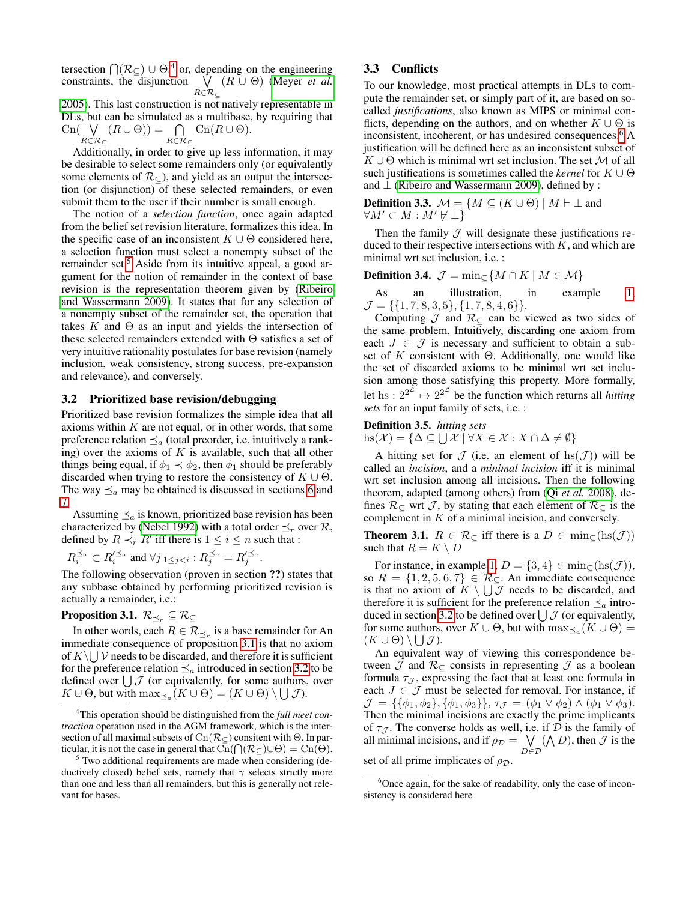tersection $\bigcap(\mathcal{R}_\subseteq) \cup \Theta$,[4] or, depending on the engineering constraints, the disjunction $\bigvee_{R \in \mathcal{R}_\subseteq} (R \cup \Theta)$ (Meyer *et al.* 2005). This last construction is not natively representable in DLs, but can be simulated as a multibase, by requiring that $\text{Cn}(\bigvee_{R \in \mathcal{R}_\subseteq} (R \cup \Theta)) = \bigcap_{R \in \mathcal{R}_\subseteq} \text{Cn}(R \cup \Theta)$.

Additionally, in order to give up less information, it may be desirable to select some remainders only (or equivalently some elements of $\mathcal{R}_\subseteq$), and yield as an output the intersection (or disjunction) of these selected remainders, or even submit them to the user if their number is small enough.

The notion of a *selection function*, once again adapted from the belief set revision literature, formalizes this idea. In the specific case of an inconsistent $K \cup \Theta$ considered here, a selection function must select a nonempty subset of the remainder set.[5] Aside from its intuitive appeal, a good argument for the notion of remainder in the context of base revision is the representation theorem given by (Ribeiro and Wassermann 2009). It states that for any selection of a nonempty subset of the remainder set, the operation that takes $K$ and $\Theta$ as an input and yields the intersection of these selected remainders extended with $\Theta$ satisfies a set of very intuitive rationality postulates for base revision (namely inclusion, weak consistency, strong success, pre-expansion and relevance), and conversely.

## 3.2 Prioritized base revision/debugging

Prioritized base revision formalizes the simple idea that all axioms within $K$ are not equal, or in other words, that some preference relation $\preceq_a$ (total preorder, i.e. intuitively a ranking) over the axioms of $K$ is available, such that all other things being equal, if $\phi_1 \prec \phi_2$, then $\phi_1$ should be preferably discarded when trying to restore the consistency of $K \cup \Theta$. The way $\preceq_a$ may be obtained is discussed in sections 6 and 7.

Assuming $\preceq_a$ is known, prioritized base revision has been characterized by (Nebel 1992) with a total order $\preceq_r$ over $\mathcal{R}$, defined by $R \prec_r R'$ iff there is $1 \leq i \leq n$ such that :

$R_i^{\preceq_a} \subset R_i'^{\preceq_a}$ and $\forall j_{\,1 \leq j < i} : R_j^{\preceq_a} = R_j'^{\preceq_a}$.

The following observation (proven in section **??**) states that any subbase obtained by performing prioritized revision is actually a remainder, i.e.:

**Proposition 3.1.** $\mathcal{R}_{\preceq_r} \subseteq \mathcal{R}_\subseteq$

In other words, each $R \in \mathcal{R}_{\preceq_r}$ is a base remainder for An immediate consequence of proposition 3.1 is that no axiom of $K \setminus \bigcup \mathcal{V}$ needs to be discarded, and therefore it is sufficient for the preference relation $\preceq_a$ introduced in section 3.2 to be defined over $\bigcup \mathcal{J}$ (or equivalently, for some authors, over $K \cup \Theta$, but with $\max_{\preceq_a}(K \cup \Theta) = (K \cup \Theta) \setminus \bigcup \mathcal{J}$).

## 3.3 Conflicts

To our knowledge, most practical attempts in DLs to compute the remainder set, or simply part of it, are based on so-called *justifications*, also known as MIPS or minimal conflicts, depending on the authors, and on whether $K \cup \Theta$ is inconsistent, incoherent, or has undesired consequences.[6] A justification will be defined here as an inconsistent subset of $K \cup \Theta$ which is minimal wrt set inclusion. The set $\mathcal{M}$ of all such justifications is sometimes called the *kernel* for $K \cup \Theta$ and $\bot$ (Ribeiro and Wassermann 2009), defined by :

**Definition 3.3.** $\mathcal{M} = \{M \subseteq (K \cup \Theta) \mid M \vdash \bot$ and $\forall M' \subset M : M' \nvdash \bot\}$

Then the family $\mathcal{J}$ will designate these justifications reduced to their respective intersections with $K$, and which are minimal wrt set inclusion, i.e. :

**Definition 3.4.** $\mathcal{J} = \min_\subseteq \{M \cap K \mid M \in \mathcal{M}\}$

As an illustration, in example 1, $\mathcal{J} = \{\{1, 7, 8, 3, 5\}, \{1, 7, 8, 4, 6\}\}$.

Computing $\mathcal{J}$ and $\mathcal{R}_\subseteq$ can be viewed as two sides of the same problem. Intuitively, discarding one axiom from each $J \in \mathcal{J}$ is necessary and sufficient to obtain a subset of $K$ consistent with $\Theta$. Additionally, one would like the set of discarded axioms to be minimal wrt set inclusion among those satisfying this property. More formally, let $\text{hs} : 2^{2^\mathcal{L}} \mapsto 2^{2^\mathcal{L}}$ be the function which returns all *hitting sets* for an input family of sets, i.e. :

**Definition 3.5.** *hitting sets*
$\text{hs}(\mathcal{X}) = \{\Delta \subseteq \bigcup \mathcal{X} \mid \forall X \in \mathcal{X} : X \cap \Delta \neq \emptyset\}$

A hitting set for $\mathcal{J}$ (i.e. an element of $\text{hs}(\mathcal{J})$) will be called an *incision*, and a *minimal incision* iff it is minimal wrt set inclusion among all incisions. Then the following theorem, adapted (among others) from (Qi *et al.* 2008), defines $\mathcal{R}_\subseteq$ wrt $\mathcal{J}$, by stating that each element of $\mathcal{R}_\subseteq$ is the complement in $K$ of a minimal incision, and conversely.

**Theorem 3.1.** $R \in \mathcal{R}_\subseteq$ iff there is a $D \in \min_\subseteq(\text{hs}(\mathcal{J}))$ such that $R = K \setminus D$

For instance, in example 1, $D = \{3, 4\} \in \min_\subseteq(\text{hs}(\mathcal{J}))$, so $R = \{1, 2, 5, 6, 7\} \in \mathcal{R}_\subseteq$. An immediate consequence is that no axiom of $K \setminus \bigcup \mathcal{J}$ needs to be discarded, and therefore it is sufficient for the preference relation $\preceq_a$ introduced in section 3.2 to be defined over $\bigcup \mathcal{J}$ (or equivalently, for some authors, over $K \cup \Theta$, but with $\max_{\preceq_a}(K \cup \Theta) = (K \cup \Theta) \setminus \bigcup \mathcal{J}$).

An equivalent way of viewing this correspondence between $\mathcal{J}$ and $\mathcal{R}_\subseteq$ consists in representing $\mathcal{J}$ as a boolean formula $\tau_\mathcal{J}$, expressing the fact that at least one formula in each $J \in \mathcal{J}$ must be selected for removal. For instance, if $\mathcal{J} = \{\{\phi_1, \phi_2\}, \{\phi_1, \phi_3\}\}$, $\tau_\mathcal{J} = (\phi_1 \vee \phi_2) \wedge (\phi_1 \vee \phi_3)$. Then the minimal incisions are exactly the prime implicants of $\tau_\mathcal{J}$. The converse holds as well, i.e. if $\mathcal{D}$ is the family of all minimal incisions, and if $\rho_\mathcal{D} = \bigvee_{D \in \mathcal{D}} (\bigwedge D)$, then $\mathcal{J}$ is the set of all prime implicates of $\rho_\mathcal{D}$.

---

[4] This operation should be distinguished from the *full meet contraction* operation used in the AGM framework, which is the intersection of all maximal subsets of $\text{Cn}(\mathcal{R}_\subseteq)$ consitent with $\Theta$. In particular, it is not the case in general that $\text{Cn}(\bigcap(\mathcal{R}_\subseteq) \cup \Theta) = \text{Cn}(\Theta)$.

[5] Two additional requirements are made when considering (deductively closed) belief sets, namely that $\gamma$ selects strictly more than one and less than all remainders, but this is generally not relevant for bases.

[6] Once again, for the sake of readability, only the case of inconsistency is considered here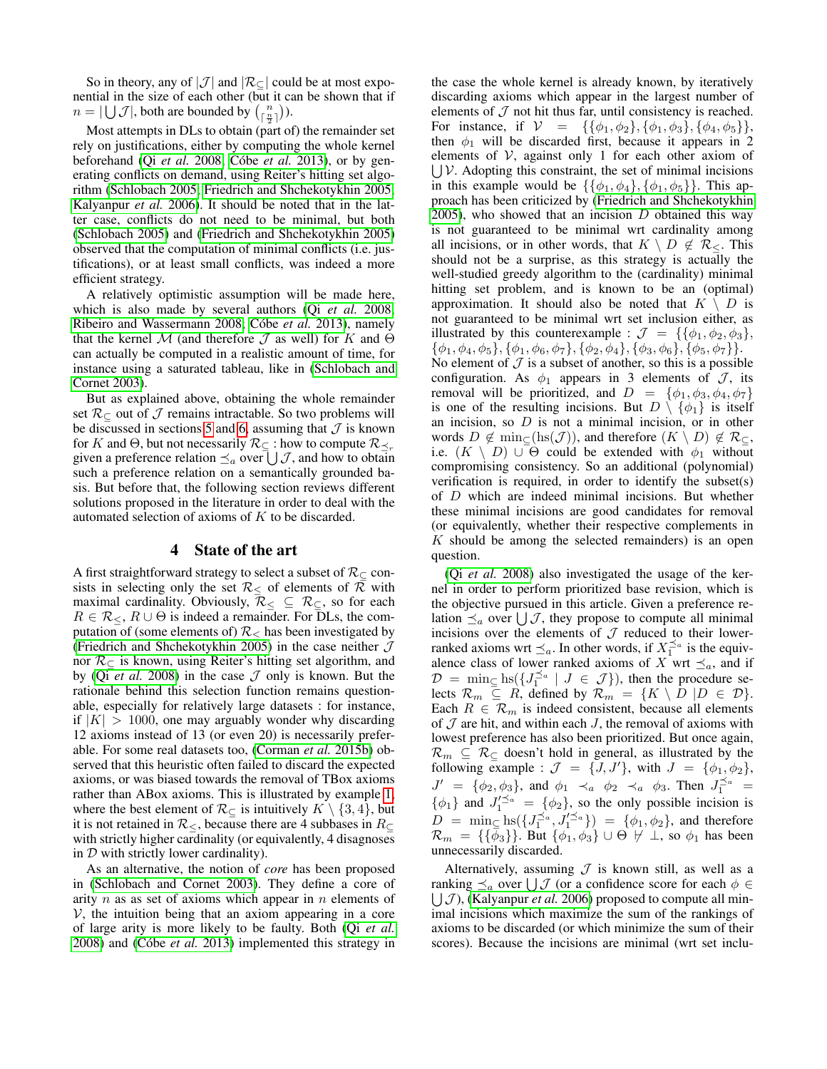So in theory, any of $|\mathcal{J}|$ and $|\mathcal{R}_{\subseteq}|$ could be at most exponential in the size of each other (but it can be shown that if $n = |\bigcup \mathcal{J}|$, both are bounded by $\binom{n}{\lceil \frac{n}{2} \rceil}$).

Most attempts in DLs to obtain (part of) the remainder set rely on justifications, either by computing the whole kernel beforehand (Qi *et al.* 2008; Cóbe *et al.* 2013), or by generating conflicts on demand, using Reiter's hitting set algorithm (Schlobach 2005; Friedrich and Shchekotykhin 2005; Kalyanpur *et al.* 2006). It should be noted that in the latter case, conflicts do not need to be minimal, but both (Schlobach 2005) and (Friedrich and Shchekotykhin 2005) observed that the computation of minimal conflicts (i.e. justifications), or at least small conflicts, was indeed a more efficient strategy.

A relatively optimistic assumption will be made here, which is also made by several authors (Qi *et al.* 2008; Ribeiro and Wassermann 2008; Cóbe *et al.* 2013), namely that the kernel $\mathcal{M}$ (and therefore $\mathcal{J}$ as well) for $K$ and $\Theta$ can actually be computed in a realistic amount of time, for instance using a saturated tableau, like in (Schlobach and Cornet 2003).

But as explained above, obtaining the whole remainder set $\mathcal{R}_{\subseteq}$ out of $\mathcal{J}$ remains intractable. So two problems will be discussed in sections 5 and 6, assuming that $\mathcal{J}$ is known for $K$ and $\Theta$, but not necessarily $\mathcal{R}_{\subseteq}$ : how to compute $\mathcal{R}_{\preceq_r}$ given a preference relation $\preceq_a$ over $\bigcup \mathcal{J}$, and how to obtain such a preference relation on a semantically grounded basis. But before that, the following section reviews different solutions proposed in the literature in order to deal with the automated selection of axioms of $K$ to be discarded.

## 4 State of the art

A first straightforward strategy to select a subset of $\mathcal{R}_{\subseteq}$ consists in selecting only the set $\mathcal{R}_{\leq}$ of elements of $\mathcal{R}$ with maximal cardinality. Obviously, $\mathcal{R}_{\leq} \subseteq \mathcal{R}_{\subseteq}$, so for each $R \in \mathcal{R}_{\leq}$, $R \cup \Theta$ is indeed a remainder. For DLs, the computation of (some elements of) $\mathcal{R}_{\leq}$ has been investigated by (Friedrich and Shchekotykhin 2005) in the case neither $\mathcal{J}$ nor $\mathcal{R}_{\subseteq}$ is known, using Reiter's hitting set algorithm, and by (Qi *et al.* 2008) in the case $\mathcal{J}$ only is known. But the rationale behind this selection function remains questionable, especially for relatively large datasets : for instance, if $|K| > 1000$, one may arguably wonder why discarding 12 axioms instead of 13 (or even 20) is necessarily preferable. For some real datasets too, (Corman *et al.* 2015b) observed that this heuristic often failed to discard the expected axioms, or was biased towards the removal of TBox axioms rather than ABox axioms. This is illustrated by example 1, where the best element of $\mathcal{R}_{\subseteq}$ is intuitively $K \setminus \{3, 4\}$, but it is not retained in $\mathcal{R}_{\leq}$, because there are 4 subbases in $R_{\subseteq}$ with strictly higher cardinality (or equivalently, 4 disagnoses in $\mathcal{D}$ with strictly lower cardinality).

As an alternative, the notion of *core* has been proposed in (Schlobach and Cornet 2003). They define a core of arity $n$ as as set of axioms which appear in $n$ elements of $\mathcal{V}$, the intuition being that an axiom appearing in a core of large arity is more likely to be faulty. Both (Qi *et al.* 2008) and (Cóbe *et al.* 2013) implemented this strategy in the case the whole kernel is already known, by iteratively discarding axioms which appear in the largest number of elements of $\mathcal{J}$ not hit thus far, until consistency is reached. For instance, if $\mathcal{V} = \{\{\phi_1, \phi_2\}, \{\phi_1, \phi_3\}, \{\phi_4, \phi_5\}\}$, then $\phi_1$ will be discarded first, because it appears in 2 elements of $\mathcal{V}$, against only 1 for each other axiom of $\bigcup \mathcal{V}$. Adopting this constraint, the set of minimal incisions in this example would be $\{\{\phi_1, \phi_4\}, \{\phi_1, \phi_5\}\}$. This approach has been criticized by (Friedrich and Shchekotykhin 2005), who showed that an incision $D$ obtained this way is not guaranteed to be minimal wrt cardinality among all incisions, or in other words, that $K \setminus D \notin \mathcal{R}_{\leq}$. This should not be a surprise, as this strategy is actually the well-studied greedy algorithm to the (cardinality) minimal hitting set problem, and is known to be an (optimal) approximation. It should also be noted that $K \setminus D$ is not guaranteed to be minimal wrt set inclusion either, as illustrated by this counterexample : $\mathcal{J} = \{\{\phi_1, \phi_2, \phi_3\}, \{\phi_1, \phi_4, \phi_5\}, \{\phi_1, \phi_6, \phi_7\}, \{\phi_2, \phi_4\}, \{\phi_3, \phi_6\}, \{\phi_5, \phi_7\}\}$. No element of $\mathcal{J}$ is a subset of another, so this is a possible configuration. As $\phi_1$ appears in 3 elements of $\mathcal{J}$, its removal will be prioritized, and $D = \{\phi_1, \phi_3, \phi_4, \phi_7\}$ is one of the resulting incisions. But $D \setminus \{\phi_1\}$ is itself an incision, so $D$ is not a minimal incision, or in other words $D \notin \min_{\subseteq}(\text{hs}(\mathcal{J}))$, and therefore $(K \setminus D) \notin \mathcal{R}_{\subseteq}$, i.e. $(K \setminus D) \cup \Theta$ could be extended with $\phi_1$ without compromising consistency. So an additional (polynomial) verification is required, in order to identify the subset(s) of $D$ which are indeed minimal incisions. But whether these minimal incisions are good candidates for removal (or equivalently, whether their respective complements in $K$ should be among the selected remainders) is an open question.

(Qi *et al.* 2008) also investigated the usage of the kernel in order to perform prioritized base revision, which is the objective pursued in this article. Given a preference relation $\preceq_a$ over $\bigcup \mathcal{J}$, they propose to compute all minimal incisions over the elements of $\mathcal{J}$ reduced to their lower-ranked axioms wrt $\preceq_a$. In other words, if $X_1^{\preceq_a}$ is the equivalence class of lower ranked axioms of $X$ wrt $\preceq_a$, and if $\mathcal{D} = \min_{\subseteq} \text{hs}(\{J_1^{\preceq_a} \mid J \in \mathcal{J}\})$, then the procedure selects $\mathcal{R}_m \subseteq R$, defined by $\mathcal{R}_m = \{K \setminus D \mid D \in \mathcal{D}\}$. Each $R \in \mathcal{R}_m$ is indeed consistent, because all elements of $\mathcal{J}$ are hit, and within each $J$, the removal of axioms with lowest preference has also been prioritized. But once again, $\mathcal{R}_m \subseteq \mathcal{R}_{\subseteq}$ doesn't hold in general, as illustrated by the following example : $\mathcal{J} = \{J, J'\}$, with $J = \{\phi_1, \phi_2\}$, $J' = \{\phi_2, \phi_3\}$, and $\phi_1 \prec_a \phi_2 \prec_a \phi_3$. Then $J_1^{\preceq_a} = \{\phi_1\}$ and $J_1'^{\preceq_a} = \{\phi_2\}$, so the only possible incision is $D = \min_{\subseteq} \text{hs}(\{J_1^{\preceq_a}, J_1'^{\preceq_a}\}) = \{\phi_1, \phi_2\}$, and therefore $\mathcal{R}_m = \{\{\phi_3\}\}$. But $\{\phi_1, \phi_3\} \cup \Theta \not\models \bot$, so $\phi_1$ has been unnecessarily discarded.

Alternatively, assuming $\mathcal{J}$ is known still, as well as a ranking $\preceq_a$ over $\bigcup \mathcal{J}$ (or a confidence score for each $\phi \in \bigcup \mathcal{J}$), (Kalyanpur *et al.* 2006) proposed to compute all minimal incisions which maximize the sum of the rankings of axioms to be discarded (or which minimize the sum of their scores). Because the incisions are minimal (wrt set inclu-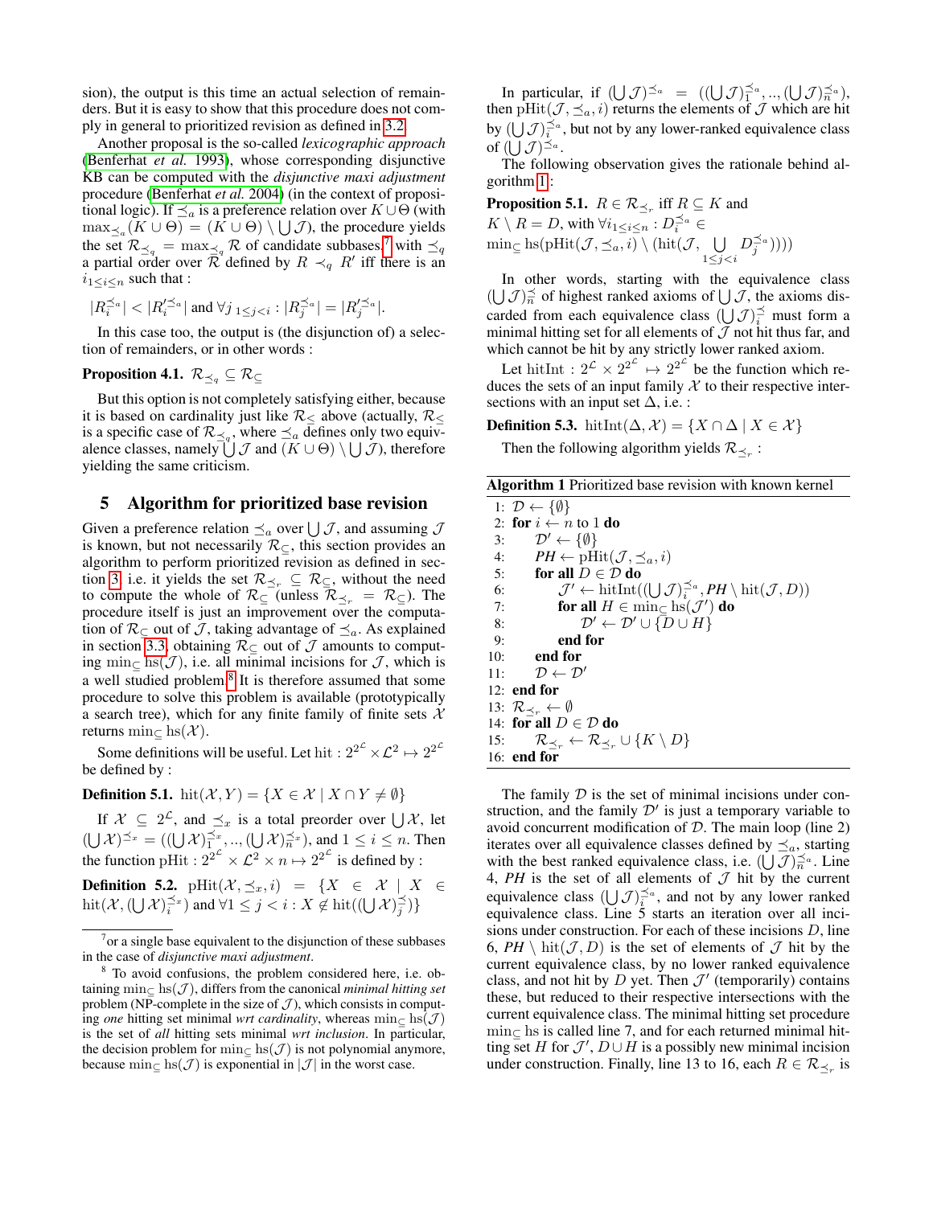sion), the output is this time an actual selection of remainders. But it is easy to show that this procedure does not comply in general to prioritized revision as defined in 3.2.

Another proposal is the so-called *lexicographic approach* (Benferhat *et al.* 1993), whose corresponding disjunctive KB can be computed with the *disjunctive maxi adjustment* procedure (Benferhat *et al.* 2004) (in the context of propositional logic). If $\preceq_a$ is a preference relation over $K \cup \Theta$ (with $\max_{\preceq_a}(K \cup \Theta) = (K \cup \Theta) \setminus \bigcup \mathcal{J}$), the procedure yields the set $\mathcal{R}_{\preceq_q} = \max_{\preceq_q} \mathcal{R}$ of candidate subbases,[7] with $\preceq_q$ a partial order over $\mathcal{R}$ defined by $R \prec_q R'$ iff there is an $i_{1 \leq i \leq n}$ such that :

$$|R_i^{\preceq_a}| < |R_i'^{\preceq_a}| \text{ and } \forall j_{\ 1 \leq j < i} : |R_j^{\preceq_a}| = |R_j'^{\preceq_a}|.$$

In this case too, the output is (the disjunction of) a selection of remainders, or in other words :

**Proposition 4.1.** $\mathcal{R}_{\preceq_q} \subseteq \mathcal{R}_{\subseteq}$

But this option is not completely satisfying either, because it is based on cardinality just like $\mathcal{R}_{\leq}$ above (actually, $\mathcal{R}_{\leq}$ is a specific case of $\mathcal{R}_{\preceq_q}$, where $\preceq_a$ defines only two equivalence classes, namely $\bigcup \mathcal{J}$ and $(K \cup \Theta) \setminus \bigcup \mathcal{J}$), therefore yielding the same criticism.

## 5 Algorithm for prioritized base revision

Given a preference relation $\preceq_a$ over $\bigcup \mathcal{J}$, and assuming $\mathcal{J}$ is known, but not necessarily $\mathcal{R}_{\subseteq}$, this section provides an algorithm to perform prioritized revision as defined in section 3, i.e. it yields the set $\mathcal{R}_{\preceq_r} \subseteq \mathcal{R}_{\subseteq}$, without the need to compute the whole of $\mathcal{R}_{\subseteq}$ (unless $\mathcal{R}_{\preceq_r} = \mathcal{R}_{\subseteq}$). The procedure itself is just an improvement over the computation of $\mathcal{R}_{\subseteq}$ out of $\mathcal{J}$, taking advantage of $\preceq_a$. As explained in section 3.3, obtaining $\mathcal{R}_{\subseteq}$ out of $\mathcal{J}$ amounts to computing $\min_{\subseteq} \text{hs}(\mathcal{J})$, i.e. all minimal incisions for $\mathcal{J}$, which is a well studied problem.[8] It is therefore assumed that some procedure to solve this problem is available (prototypically a search tree), which for any finite family of finite sets $\mathcal{X}$ returns $\min_{\subseteq} \text{hs}(\mathcal{X})$.

Some definitions will be useful. Let $\text{hit} : 2^{2^{\mathcal{L}}} \times \mathcal{L}^2 \mapsto 2^{2^{\mathcal{L}}}$ be defined by :

**Definition 5.1.** $\text{hit}(\mathcal{X}, Y) = \{X \in \mathcal{X} \mid X \cap Y \neq \emptyset\}$

If $\mathcal{X} \subseteq 2^{\mathcal{L}}$, and $\preceq_x$ is a total preorder over $\bigcup \mathcal{X}$, let $(\bigcup \mathcal{X})^{\preceq_x} = ((\bigcup \mathcal{X})_1^{\preceq_x}, .., (\bigcup \mathcal{X})_n^{\preceq_x})$, and $1 \leq i \leq n$. Then the function $\text{pHit} : 2^{2^{\mathcal{L}}} \times \mathcal{L}^2 \times n \mapsto 2^{2^{\mathcal{L}}}$ is defined by :

**Definition 5.2.** $\text{pHit}(\mathcal{X}, \preceq_x, i) = \{X \in \mathcal{X} \mid X \in \text{hit}(\mathcal{X}, (\bigcup \mathcal{X})_i^{\preceq_x}) \text{ and } \forall 1 \leq j < i : X \notin \text{hit}((\bigcup \mathcal{X})_j^{\preceq})\}$

In particular, if $(\bigcup \mathcal{J})^{\preceq_a} = ((\bigcup \mathcal{J})_1^{\preceq_a}, .., (\bigcup \mathcal{J})_n^{\preceq_a})$, then $\text{pHit}(\mathcal{J}, \preceq_a, i)$ returns the elements of $\mathcal{J}$ which are hit by $(\bigcup \mathcal{J})_i^{\preceq_a}$, but not by any lower-ranked equivalence class of $(\bigcup \mathcal{J})^{\preceq_a}$.

The following observation gives the rationale behind algorithm 1 :

**Proposition 5.1.** $R \in \mathcal{R}_{\preceq_r}$ iff $R \subseteq K$ and $K \setminus R = D$, with $\forall i_{1 \leq i \leq n} : D_i^{\preceq_a} \in \min_{\subseteq} \text{hs}(\text{pHit}(\mathcal{J}, \preceq_a, i) \setminus (\text{hit}(\mathcal{J}, \bigcup_{1 \leq j < i} D_j^{\preceq_a})))$

In other words, starting with the equivalence class $(\bigcup \mathcal{J})_n^{\preceq}$ of highest ranked axioms of $\bigcup \mathcal{J}$, the axioms discarded from each equivalence class $(\bigcup \mathcal{J})_i^{\preceq}$ must form a minimal hitting set for all elements of $\mathcal{J}$ not hit thus far, and which cannot be hit by any strictly lower ranked axiom.

Let $\text{hitInt} : 2^{\mathcal{L}} \times 2^{2^{\mathcal{L}}} \mapsto 2^{2^{\mathcal{L}}}$ be the function which reduces the sets of an input family $\mathcal{X}$ to their respective intersections with an input set $\Delta$, i.e. :

**Definition 5.3.** $\text{hitInt}(\Delta, \mathcal{X}) = \{X \cap \Delta \mid X \in \mathcal{X}\}$

Then the following algorithm yields $\mathcal{R}_{\preceq_r}$ :

**Algorithm 1** Prioritized base revision with known kernel

```
1:  D ← {∅}
2:  for i ← n to 1 do
3:      D' ← {∅}
4:      PH ← pHit(J, ⪯a, i)
5:      for all D ∈ D do
6:          J' ← hitInt((⋃J)_i^⪯a, PH \ hit(J, D))
7:          for all H ∈ min⊆ hs(J') do
8:              D' ← D' ∪ {D ∪ H}
9:          end for
10:     end for
11:     D ← D'
12: end for
13: R⪯r ← ∅
14: for all D ∈ D do
15:     R⪯r ← R⪯r ∪ {K \ D}
16: end for
```

The family $\mathcal{D}$ is the set of minimal incisions under construction, and the family $\mathcal{D}'$ is just a temporary variable to avoid concurrent modification of $\mathcal{D}$. The main loop (line 2) iterates over all equivalence classes defined by $\preceq_a$, starting with the best ranked equivalence class, i.e. $(\bigcup \mathcal{J})_n^{\preceq_a}$. Line 4, *PH* is the set of all elements of $\mathcal{J}$ hit by the current equivalence class $(\bigcup \mathcal{J})_i^{\preceq_a}$, and not by any lower ranked equivalence class. Line 5 starts an iteration over all incisions under construction. For each of these incisions $D$, line 6, $PH \setminus \text{hit}(\mathcal{J}, D)$ is the set of elements of $\mathcal{J}$ hit by the current equivalence class, by no lower ranked equivalence class, and not hit by $D$ yet. Then $\mathcal{J}'$ (temporarily) contains these, but reduced to their respective intersections with the current equivalence class. The minimal hitting set procedure $\min_{\subseteq} \text{hs}$ is called line 7, and for each returned minimal hitting set $H$ for $\mathcal{J}'$, $D \cup H$ is a possibly new minimal incision under construction. Finally, line 13 to 16, each $R \in \mathcal{R}_{\preceq_r}$ is

---

[7] or a single base equivalent to the disjunction of these subbases in the case of *disjunctive maxi adjustment*.

[8] To avoid confusions, the problem considered here, i.e. obtaining $\min_{\subseteq} \text{hs}(\mathcal{J})$, differs from the canonical *minimal hitting set* problem (NP-complete in the size of $\mathcal{J}$), which consists in computing *one* hitting set minimal *wrt cardinality*, whereas $\min_{\subseteq} \text{hs}(\mathcal{J})$ is the set of *all* hitting sets minimal *wrt inclusion*. In particular, the decision problem for $\min_{\subseteq} \text{hs}(\mathcal{J})$ is not polynomial anymore, because $\min_{\subseteq} \text{hs}(\mathcal{J})$ is exponential in $|\mathcal{J}|$ in the worst case.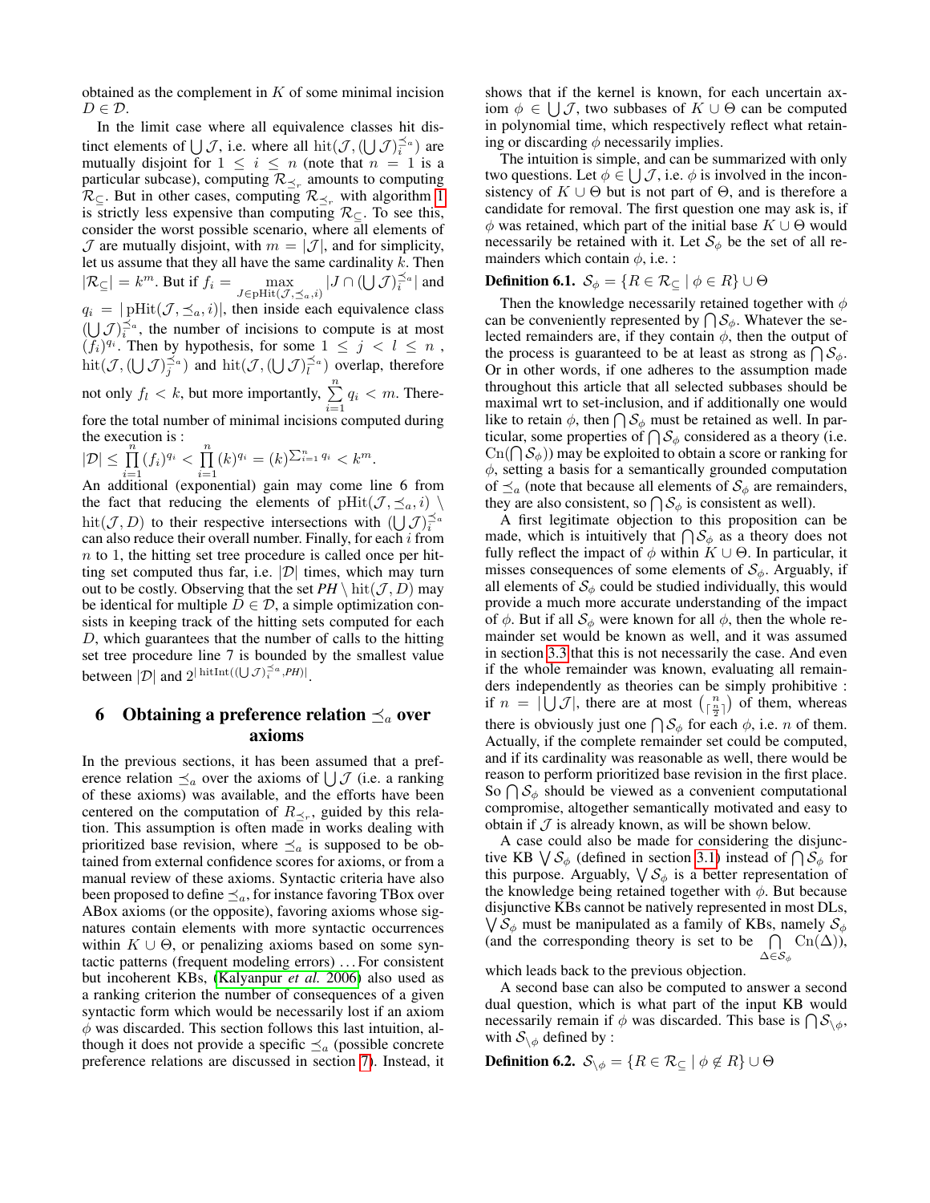obtained as the complement in $K$ of some minimal incision $D \in \mathcal{D}$.

In the limit case where all equivalence classes hit distinct elements of $\bigcup \mathcal{J}$, i.e. where all $\mathrm{hit}(\mathcal{J}, (\bigcup \mathcal{J})_i^{\preceq_a})$ are mutually disjoint for $1 \leq i \leq n$ (note that $n = 1$ is a particular subcase), computing $\mathcal{R}_{\preceq_r}$ amounts to computing $\mathcal{R}_{\subseteq}$. But in other cases, computing $\mathcal{R}_{\preceq_r}$ with algorithm 1 is strictly less expensive than computing $\mathcal{R}_{\subseteq}$. To see this, consider the worst possible scenario, where all elements of $\mathcal{J}$ are mutually disjoint, with $m = |\mathcal{J}|$, and for simplicity, let us assume that they all have the same cardinality $k$. Then $|\mathcal{R}_{\subseteq}| = k^m$. But if $f_i = \max_{J \in \mathrm{pHit}(\mathcal{J}, \preceq_a, i)} |J \cap (\bigcup \mathcal{J})_i^{\preceq_a}|$ and $q_i = |\mathrm{pHit}(\mathcal{J}, \preceq_a, i)|$, then inside each equivalence class $(\bigcup \mathcal{J})_i^{\preceq_a}$, the number of incisions to compute is at most $(f_i)^{q_i}$. Then by hypothesis, for some $1 \leq j < l \leq n$, $\mathrm{hit}(\mathcal{J}, (\bigcup \mathcal{J})_j^{\preceq_a})$ and $\mathrm{hit}(\mathcal{J}, (\bigcup \mathcal{J})_l^{\preceq_a})$ overlap, therefore not only $f_l < k$, but more importantly, $\sum_{i=1}^{n} q_i < m$. Therefore the total number of minimal incisions computed during the execution is :

$|\mathcal{D}| \leq \prod_{i=1}^{n} (f_i)^{q_i} < \prod_{i=1}^{n} (k)^{q_i} = (k)^{\sum_{i=1}^{n} q_i} < k^m$.

An additional (exponential) gain may come line 6 from the fact that reducing the elements of $\mathrm{pHit}(\mathcal{J}, \preceq_a, i) \setminus \mathrm{hit}(\mathcal{J}, D)$ to their respective intersections with $(\bigcup \mathcal{J})_i^{\preceq_a}$ can also reduce their overall number. Finally, for each $i$ from $n$ to 1, the hitting set tree procedure is called once per hitting set computed thus far, i.e. $|\mathcal{D}|$ times, which may turn out to be costly. Observing that the set $PH \setminus \mathrm{hit}(\mathcal{J}, D)$ may be identical for multiple $D \in \mathcal{D}$, a simple optimization consists in keeping track of the hitting sets computed for each $D$, which guarantees that the number of calls to the hitting set tree procedure line 7 is bounded by the smallest value between $|\mathcal{D}|$ and $2^{|\,\mathrm{hitInt}((\bigcup \mathcal{J})_i^{\preceq_a}, PH)|}$.

## 6 Obtaining a preference relation $\preceq_a$ over axioms

In the previous sections, it has been assumed that a preference relation $\preceq_a$ over the axioms of $\bigcup \mathcal{J}$ (i.e. a ranking of these axioms) was available, and the efforts have been centered on the computation of $R_{\preceq_r}$, guided by this relation. This assumption is often made in works dealing with prioritized base revision, where $\preceq_a$ is supposed to be obtained from external confidence scores for axioms, or from a manual review of these axioms. Syntactic criteria have also been proposed to define $\preceq_a$, for instance favoring TBox over ABox axioms (or the opposite), favoring axioms whose signatures contain elements with more syntactic occurrences within $K \cup \Theta$, or penalizing axioms based on some syntactic patterns (frequent modeling errors) ...For consistent but incoherent KBs, (Kalyanpur *et al.* 2006) also used as a ranking criterion the number of consequences of a given syntactic form which would be necessarily lost if an axiom $\phi$ was discarded. This section follows this last intuition, although it does not provide a specific $\preceq_a$ (possible concrete preference relations are discussed in section 7). Instead, it shows that if the kernel is known, for each uncertain axiom $\phi \in \bigcup \mathcal{J}$, two subbases of $K \cup \Theta$ can be computed in polynomial time, which respectively reflect what retaining or discarding $\phi$ necessarily implies.

The intuition is simple, and can be summarized with only two questions. Let $\phi \in \bigcup \mathcal{J}$, i.e. $\phi$ is involved in the inconsistency of $K \cup \Theta$ but is not part of $\Theta$, and is therefore a candidate for removal. The first question one may ask is, if $\phi$ was retained, which part of the initial base $K \cup \Theta$ would necessarily be retained with it. Let $\mathcal{S}_\phi$ be the set of all remainders which contain $\phi$, i.e. :

**Definition 6.1.** $\mathcal{S}_\phi = \{R \in \mathcal{R}_{\subseteq} \mid \phi \in R\} \cup \Theta$

Then the knowledge necessarily retained together with $\phi$ can be conveniently represented by $\bigcap \mathcal{S}_\phi$. Whatever the selected remainders are, if they contain $\phi$, then the output of the process is guaranteed to be at least as strong as $\bigcap \mathcal{S}_\phi$. Or in other words, if one adheres to the assumption made throughout this article that all selected subbases should be maximal wrt to set-inclusion, and if additionally one would like to retain $\phi$, then $\bigcap \mathcal{S}_\phi$ must be retained as well. In particular, some properties of $\bigcap \mathcal{S}_\phi$ considered as a theory (i.e. $\mathrm{Cn}(\bigcap \mathcal{S}_\phi)$) may be exploited to obtain a score or ranking for $\phi$, setting a basis for a semantically grounded computation of $\preceq_a$ (note that because all elements of $\mathcal{S}_\phi$ are remainders, they are also consistent, so $\bigcap \mathcal{S}_\phi$ is consistent as well).

A first legitimate objection to this proposition can be made, which is intuitively that $\bigcap \mathcal{S}_\phi$ as a theory does not fully reflect the impact of $\phi$ within $K \cup \Theta$. In particular, it misses consequences of some elements of $\mathcal{S}_\phi$. Arguably, if all elements of $\mathcal{S}_\phi$ could be studied individually, this would provide a much more accurate understanding of the impact of $\phi$. But if all $\mathcal{S}_\phi$ were known for all $\phi$, then the whole remainder set would be known as well, and it was assumed in section 3.3 that this is not necessarily the case. And even if the whole remainder was known, evaluating all remainders independently as theories can be simply prohibitive : if $n = |\bigcup \mathcal{J}|$, there are at most $\binom{n}{\lceil \frac{n}{2} \rceil}$ of them, whereas there is obviously just one $\bigcap \mathcal{S}_\phi$ for each $\phi$, i.e. $n$ of them. Actually, if the complete remainder set could be computed, and if its cardinality was reasonable as well, there would be reason to perform prioritized base revision in the first place. So $\bigcap \mathcal{S}_\phi$ should be viewed as a convenient computational compromise, altogether semantically motivated and easy to obtain if $\mathcal{J}$ is already known, as will be shown below.

A case could also be made for considering the disjunctive KB $\bigvee \mathcal{S}_\phi$ (defined in section 3.1) instead of $\bigcap \mathcal{S}_\phi$ for this purpose. Arguably, $\bigvee \mathcal{S}_\phi$ is a better representation of the knowledge being retained together with $\phi$. But because disjunctive KBs cannot be natively represented in most DLs, $\bigvee \mathcal{S}_\phi$ must be manipulated as a family of KBs, namely $\mathcal{S}_\phi$ (and the corresponding theory is set to be $\bigcap_{\Delta \in \mathcal{S}_\phi} \mathrm{Cn}(\Delta)$), which leads back to the previous objection.

A second base can also be computed to answer a second dual question, which is what part of the input KB would necessarily remain if $\phi$ was discarded. This base is $\bigcap \mathcal{S}_{\setminus \phi}$, with $\mathcal{S}_{\setminus \phi}$ defined by :

**Definition 6.2.** $\mathcal{S}_{\setminus \phi} = \{R \in \mathcal{R}_{\subseteq} \mid \phi \notin R\} \cup \Theta$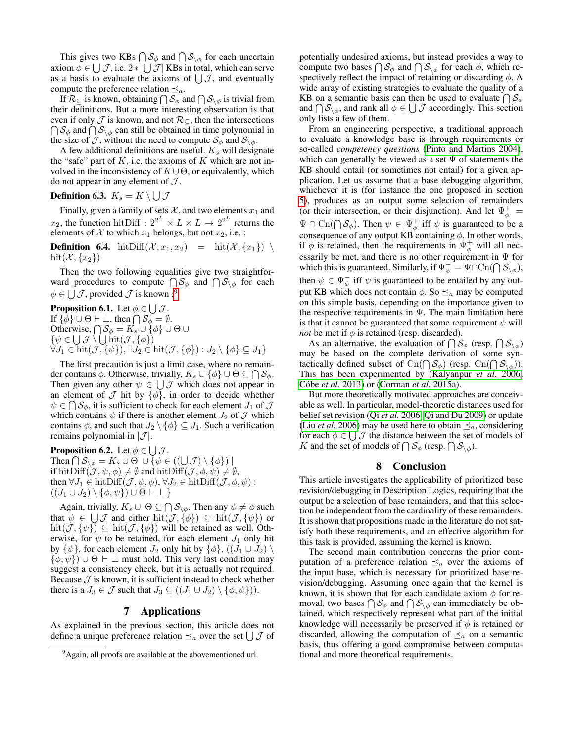This gives two KBs $\bigcap \mathcal{S}_\phi$ and $\bigcap \mathcal{S}_{\setminus\phi}$ for each uncertain axiom $\phi \in \bigcup \mathcal{J}$, i.e. $2 * |\bigcup \mathcal{J}|$ KBs in total, which can serve as a basis to evaluate the axioms of $\bigcup \mathcal{J}$, and eventually compute the preference relation $\preceq_a$.

If $\mathcal{R}_\subseteq$ is known, obtaining $\bigcap \mathcal{S}_\phi$ and $\bigcap \mathcal{S}_{\setminus\phi}$ is trivial from their definitions. But a more interesting observation is that even if only $\mathcal{J}$ is known, and not $\mathcal{R}_\subseteq$, then the intersections $\bigcap \mathcal{S}_\phi$ and $\bigcap \mathcal{S}_{\setminus\phi}$ can still be obtained in time polynomial in the size of $\mathcal{J}$, without the need to compute $\mathcal{S}_\phi$ and $\mathcal{S}_{\setminus\phi}$.

A few additional definitions are useful. $K_s$ will designate the "safe" part of $K$, i.e. the axioms of $K$ which are not involved in the inconsistency of $K \cup \Theta$, or equivalently, which do not appear in any element of $\mathcal{J}$.

**Definition 6.3.** $K_s = K \setminus \bigcup \mathcal{J}$

Finally, given a family of sets $\mathcal{X}$, and two elements $x_1$ and $x_2$, the function $\text{hitDiff} : 2^{2^L} \times L \times L \mapsto 2^{2^L}$ returns the elements of $\mathcal{X}$ to which $x_1$ belongs, but not $x_2$, i.e. :

**Definition 6.4.** $\text{hitDiff}(\mathcal{X}, x_1, x_2) = \text{hit}(\mathcal{X}, \{x_1\}) \setminus \text{hit}(\mathcal{X}, \{x_2\})$

Then the two following equalities give two straightforward procedures to compute $\bigcap \mathcal{S}_\phi$ and $\bigcap \mathcal{S}_{\setminus\phi}$ for each $\phi \in \bigcup \mathcal{J}$, provided $\mathcal{J}$ is known [9]

**Proposition 6.1.** Let $\phi \in \bigcup \mathcal{J}$.
If $\{\phi\} \cup \Theta \vdash \bot$, then $\bigcap \mathcal{S}_\phi = \emptyset$.
Otherwise, $\bigcap \mathcal{S}_\phi = K_s \cup \{\phi\} \cup \Theta \cup$
$\{\psi \in \bigcup \mathcal{J} \setminus \bigcup \text{hit}(\mathcal{J}, \{\phi\}) \mid$
$\forall J_1 \in \text{hit}(\mathcal{J}, \{\psi\}), \exists J_2 \in \text{hit}(\mathcal{J}, \{\phi\}) : J_2 \setminus \{\phi\} \subseteq J_1\}$

The first precaution is just a limit case, where no remainder contains $\phi$. Otherwise, trivially, $K_s \cup \{\phi\} \cup \Theta \subseteq \bigcap \mathcal{S}_\phi$. Then given any other $\psi \in \bigcup \mathcal{J}$ which does not appear in an element of $\mathcal{J}$ hit by $\{\phi\}$, in order to decide whether $\psi \in \bigcap \mathcal{S}_\phi$, it is sufficient to check for each element $J_1$ of $\mathcal{J}$ which contains $\psi$ if there is another element $J_2$ of $\mathcal{J}$ which contains $\phi$, and such that $J_2 \setminus \{\phi\} \subseteq J_1$. Such a verification remains polynomial in $|\mathcal{J}|$.

**Proposition 6.2.** Let $\phi \in \bigcup \mathcal{J}$.
Then $\bigcap \mathcal{S}_{\setminus\phi} = K_s \cup \Theta \cup \{\psi \in ((\bigcup \mathcal{J}) \setminus \{\phi\}) \mid$
if $\text{hitDiff}(\mathcal{J}, \psi, \phi) \neq \emptyset$ and $\text{hitDiff}(\mathcal{J}, \phi, \psi) \neq \emptyset$,
then $\forall J_1 \in \text{hitDiff}(\mathcal{J}, \psi, \phi), \forall J_2 \in \text{hitDiff}(\mathcal{J}, \phi, \psi) :$
$((J_1 \cup J_2) \setminus \{\phi, \psi\}) \cup \Theta \vdash \bot \}$

Again, trivially, $K_s \cup \Theta \subseteq \bigcap \mathcal{S}_{\setminus\phi}$. Then any $\psi \neq \phi$ such that $\psi \in \bigcup \mathcal{J}$ and either $\text{hit}(\mathcal{J}, \{\phi\}) \subseteq \text{hit}(\mathcal{J}, \{\psi\})$ or $\text{hit}(\mathcal{J}, \{\psi\}) \subseteq \text{hit}(\mathcal{J}, \{\phi\})$ will be retained as well. Otherwise, for $\psi$ to be retained, for each element $J_1$ only hit by $\{\psi\}$, for each element $J_2$ only hit by $\{\phi\}$, $((J_1 \cup J_2) \setminus \{\phi, \psi\}) \cup \Theta \vdash \bot$ must hold. This very last condition may suggest a consistency check, but it is actually not required. Because $\mathcal{J}$ is known, it is sufficient instead to check whether there is a $J_3 \in \mathcal{J}$ such that $J_3 \subseteq ((J_1 \cup J_2) \setminus \{\phi, \psi\})$.

## 7 Applications

As explained in the previous section, this article does not define a unique preference relation $\preceq_a$ over the set $\bigcup \mathcal{J}$ of potentially undesired axioms, but instead provides a way to compute two bases $\bigcap \mathcal{S}_\phi$ and $\bigcap \mathcal{S}_{\setminus\phi}$ for each $\phi$, which respectively reflect the impact of retaining or discarding $\phi$. A wide array of existing strategies to evaluate the quality of a KB on a semantic basis can then be used to evaluate $\bigcap \mathcal{S}_\phi$ and $\bigcap \mathcal{S}_{\setminus\phi}$, and rank all $\phi \in \bigcup \mathcal{J}$ accordingly. This section only lists a few of them.

From an engineering perspective, a traditional approach to evaluate a knowledge base is through requirements or so-called *competency questions* (Pinto and Martins 2004), which can generally be viewed as a set $\Psi$ of statements the KB should entail (or sometimes not entail) for a given application. Let us assume that a base debugging algorithm, whichever it is (for instance the one proposed in section 5), produces as an output some selection of remainders (or their intersection, or their disjunction). And let $\Psi_\phi^+ = \Psi \cap \text{Cn}(\bigcap \mathcal{S}_\phi)$. Then $\psi \in \Psi_\phi^+$ iff $\psi$ is guaranteed to be a consequence of any output KB containing $\phi$. In other words, if $\phi$ is retained, then the requirements in $\Psi_\phi^+$ will all necessarily be met, and there is no other requirement in $\Psi$ for which this is guaranteed. Similarly, if $\Psi_\phi^- = \Psi \cap \text{Cn}(\bigcap \mathcal{S}_{\setminus\phi})$, then $\psi \in \Psi_\phi^-$ iff $\psi$ is guaranteed to be entailed by any output KB which does not contain $\phi$. So $\preceq_a$ may be computed on this simple basis, depending on the importance given to the respective requirements in $\Psi$. The main limitation here is that it cannot be guaranteed that some requirement $\psi$ will *not* be met if $\phi$ is retained (resp. discarded).

As an alternative, the evaluation of $\bigcap \mathcal{S}_\phi$ (resp. $\bigcap \mathcal{S}_{\setminus\phi}$) may be based on the complete derivation of some syntactically defined subset of $\text{Cn}(\bigcap \mathcal{S}_\phi)$ (resp. $\text{Cn}(\bigcap \mathcal{S}_{\setminus\phi})$). This has been experimented by (Kalyanpur *et al.* 2006; Cóbe *et al.* 2013) or (Corman *et al.* 2015a).

But more theoretically motivated approaches are conceivable as well. In particular, model-theoretic distances used for belief set revision (Qi *et al.* 2006; Qi and Du 2009) or update (Liu *et al.* 2006) may be used here to obtain $\preceq_a$, considering for each $\phi \in \bigcup \mathcal{J}$ the distance between the set of models of $K$ and the set of models of $\bigcap \mathcal{S}_\phi$ (resp. $\bigcap \mathcal{S}_{\setminus\phi}$).

## 8 Conclusion

This article investigates the applicability of prioritized base revision/debugging in Description Logics, requiring that the output be a selection of base remainders, and that this selection be independent from the cardinality of these remainders. It is shown that propositions made in the literature do not satisfy both these requirements, and an effective algorithm for this task is provided, assuming the kernel is known.

The second main contribution concerns the prior computation of a preference relation $\preceq_a$ over the axioms of the input base, which is necessary for prioritized base revision/debugging. Assuming once again that the kernel is known, it is shown that for each candidate axiom $\phi$ for removal, two bases $\bigcap \mathcal{S}_\phi$ and $\bigcap \mathcal{S}_{\setminus\phi}$ can immediately be obtained, which respectively represent what part of the initial knowledge will necessarily be preserved if $\phi$ is retained or discarded, allowing the computation of $\preceq_a$ on a semantic basis, thus offering a good compromise between computational and more theoretical requirements.

[9] Again, all proofs are available at the abovementioned url.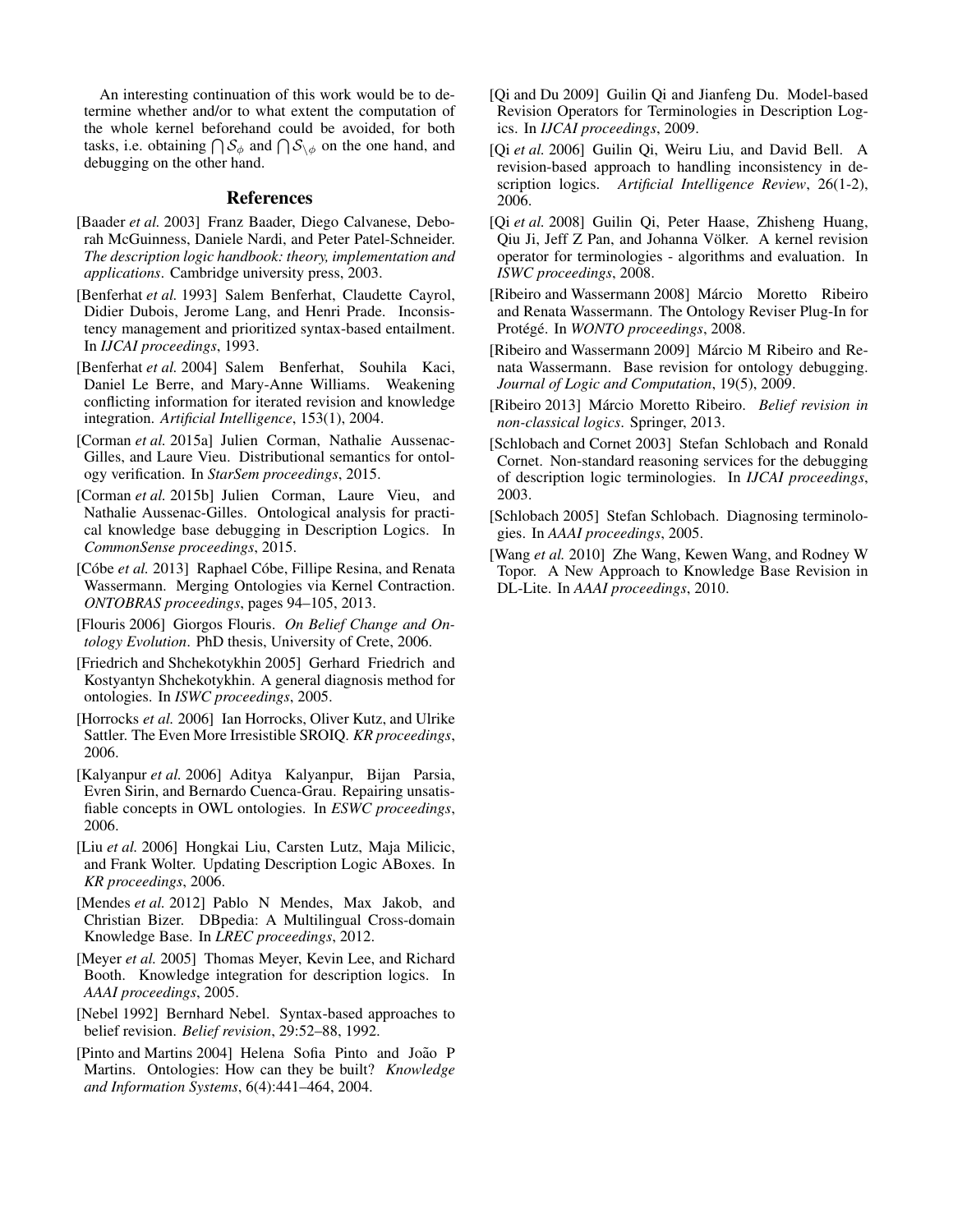An interesting continuation of this work would be to determine whether and/or to what extent the computation of the whole kernel beforehand could be avoided, for both tasks, i.e. obtaining $\bigcap \mathcal{S}_{\phi}$ and $\bigcap \mathcal{S}_{\setminus\phi}$ on the one hand, and debugging on the other hand.

## References

[Baader *et al.* 2003] Franz Baader, Diego Calvanese, Deborah McGuinness, Daniele Nardi, and Peter Patel-Schneider. *The description logic handbook: theory, implementation and applications*. Cambridge university press, 2003.

[Benferhat *et al.* 1993] Salem Benferhat, Claudette Cayrol, Didier Dubois, Jerome Lang, and Henri Prade. Inconsistency management and prioritized syntax-based entailment. In *IJCAI proceedings*, 1993.

[Benferhat *et al.* 2004] Salem Benferhat, Souhila Kaci, Daniel Le Berre, and Mary-Anne Williams. Weakening conflicting information for iterated revision and knowledge integration. *Artificial Intelligence*, 153(1), 2004.

[Corman *et al.* 2015a] Julien Corman, Nathalie Aussenac-Gilles, and Laure Vieu. Distributional semantics for ontology verification. In *StarSem proceedings*, 2015.

[Corman *et al.* 2015b] Julien Corman, Laure Vieu, and Nathalie Aussenac-Gilles. Ontological analysis for practical knowledge base debugging in Description Logics. In *CommonSense proceedings*, 2015.

[Cóbe *et al.* 2013] Raphael Cóbe, Fillipe Resina, and Renata Wassermann. Merging Ontologies via Kernel Contraction. *ONTOBRAS proceedings*, pages 94–105, 2013.

[Flouris 2006] Giorgos Flouris. *On Belief Change and Ontology Evolution*. PhD thesis, University of Crete, 2006.

[Friedrich and Shchekotykhin 2005] Gerhard Friedrich and Kostyantyn Shchekotykhin. A general diagnosis method for ontologies. In *ISWC proceedings*, 2005.

[Horrocks *et al.* 2006] Ian Horrocks, Oliver Kutz, and Ulrike Sattler. The Even More Irresistible SROIQ. *KR proceedings*, 2006.

[Kalyanpur *et al.* 2006] Aditya Kalyanpur, Bijan Parsia, Evren Sirin, and Bernardo Cuenca-Grau. Repairing unsatisfiable concepts in OWL ontologies. In *ESWC proceedings*, 2006.

[Liu *et al.* 2006] Hongkai Liu, Carsten Lutz, Maja Milicic, and Frank Wolter. Updating Description Logic ABoxes. In *KR proceedings*, 2006.

[Mendes *et al.* 2012] Pablo N Mendes, Max Jakob, and Christian Bizer. DBpedia: A Multilingual Cross-domain Knowledge Base. In *LREC proceedings*, 2012.

[Meyer *et al.* 2005] Thomas Meyer, Kevin Lee, and Richard Booth. Knowledge integration for description logics. In *AAAI proceedings*, 2005.

[Nebel 1992] Bernhard Nebel. Syntax-based approaches to belief revision. *Belief revision*, 29:52–88, 1992.

[Pinto and Martins 2004] Helena Sofia Pinto and João P Martins. Ontologies: How can they be built? *Knowledge and Information Systems*, 6(4):441–464, 2004.

[Qi and Du 2009] Guilin Qi and Jianfeng Du. Model-based Revision Operators for Terminologies in Description Logics. In *IJCAI proceedings*, 2009.

[Qi *et al.* 2006] Guilin Qi, Weiru Liu, and David Bell. A revision-based approach to handling inconsistency in description logics. *Artificial Intelligence Review*, 26(1-2), 2006.

[Qi *et al.* 2008] Guilin Qi, Peter Haase, Zhisheng Huang, Qiu Ji, Jeff Z Pan, and Johanna Völker. A kernel revision operator for terminologies - algorithms and evaluation. In *ISWC proceedings*, 2008.

[Ribeiro and Wassermann 2008] Márcio Moretto Ribeiro and Renata Wassermann. The Ontology Reviser Plug-In for Protégé. In *WONTO proceedings*, 2008.

[Ribeiro and Wassermann 2009] Márcio M Ribeiro and Renata Wassermann. Base revision for ontology debugging. *Journal of Logic and Computation*, 19(5), 2009.

[Ribeiro 2013] Márcio Moretto Ribeiro. *Belief revision in non-classical logics*. Springer, 2013.

[Schlobach and Cornet 2003] Stefan Schlobach and Ronald Cornet. Non-standard reasoning services for the debugging of description logic terminologies. In *IJCAI proceedings*, 2003.

[Schlobach 2005] Stefan Schlobach. Diagnosing terminologies. In *AAAI proceedings*, 2005.

[Wang *et al.* 2010] Zhe Wang, Kewen Wang, and Rodney W Topor. A New Approach to Knowledge Base Revision in DL-Lite. In *AAAI proceedings*, 2010.